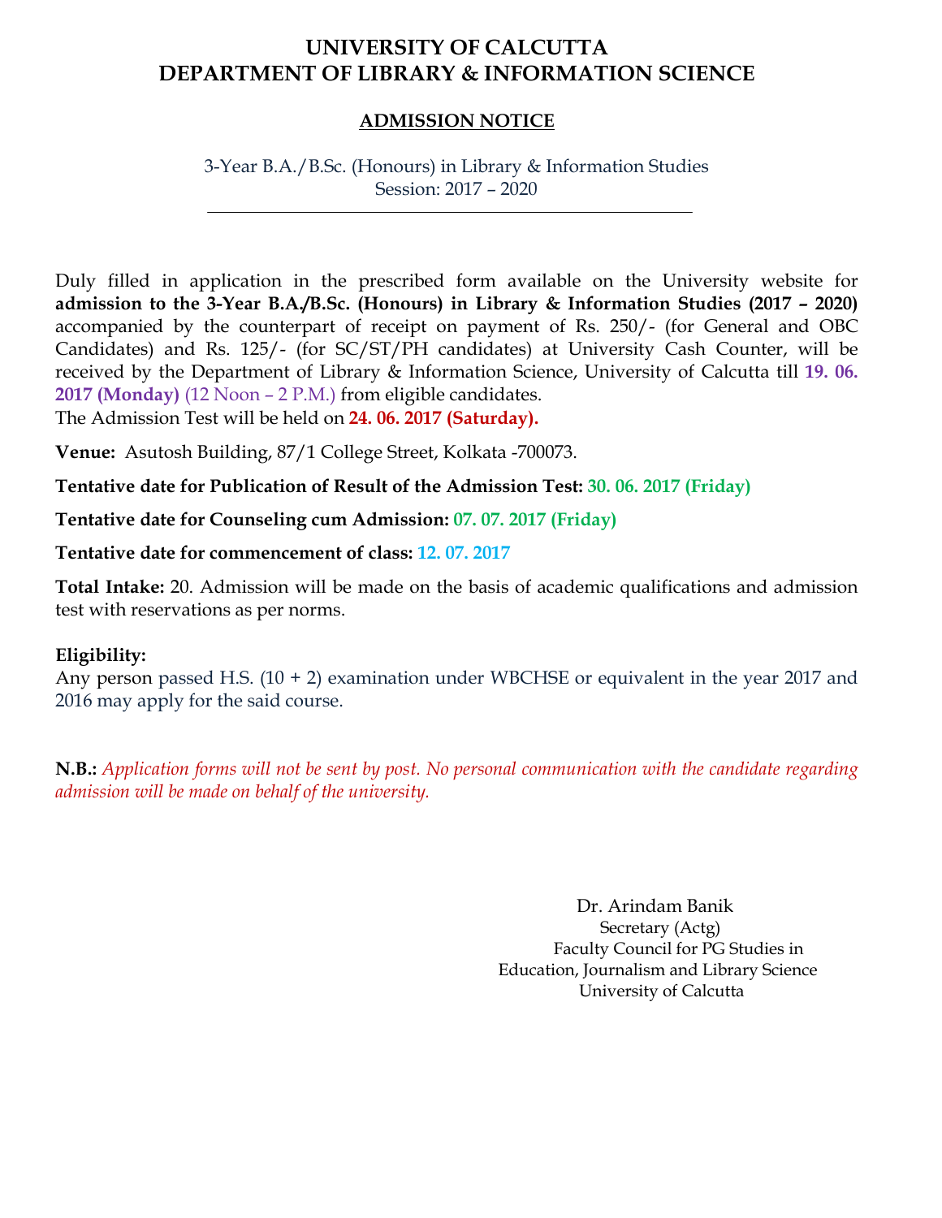# UNIVERSITY OF CALCUTTA
# DEPARTMENT OF LIBRARY & INFORMATION SCIENCE

## ADMISSION NOTICE

3-Year B.A./B.Sc. (Honours) in Library & Information Studies
Session: 2017 – 2020

---

Duly filled in application in the prescribed form available on the University website for **admission to the 3-Year B.A./B.Sc. (Honours) in Library & Information Studies (2017 – 2020)** accompanied by the counterpart of receipt on payment of Rs. 250/- (for General and OBC Candidates) and Rs. 125/- (for SC/ST/PH candidates) at University Cash Counter, will be received by the Department of Library & Information Science, University of Calcutta till **19. 06. 2017 (Monday)** (12 Noon – 2 P.M.) from eligible candidates.
The Admission Test will be held on **24. 06. 2017 (Saturday).**

**Venue:** Asutosh Building, 87/1 College Street, Kolkata -700073.

**Tentative date for Publication of Result of the Admission Test:** **30. 06. 2017 (Friday)**

**Tentative date for Counseling cum Admission:** **07. 07. 2017 (Friday)**

**Tentative date for commencement of class:** **12. 07. 2017**

**Total Intake:** 20. Admission will be made on the basis of academic qualifications and admission test with reservations as per norms.

**Eligibility:**
Any person passed H.S. (10 + 2) examination under WBCHSE or equivalent in the year 2017 and 2016 may apply for the said course.

**N.B.:** *Application forms will not be sent by post. No personal communication with the candidate regarding admission will be made on behalf of the university.*

Dr. Arindam Banik
Secretary (Actg)
Faculty Council for PG Studies in
Education, Journalism and Library Science
University of Calcutta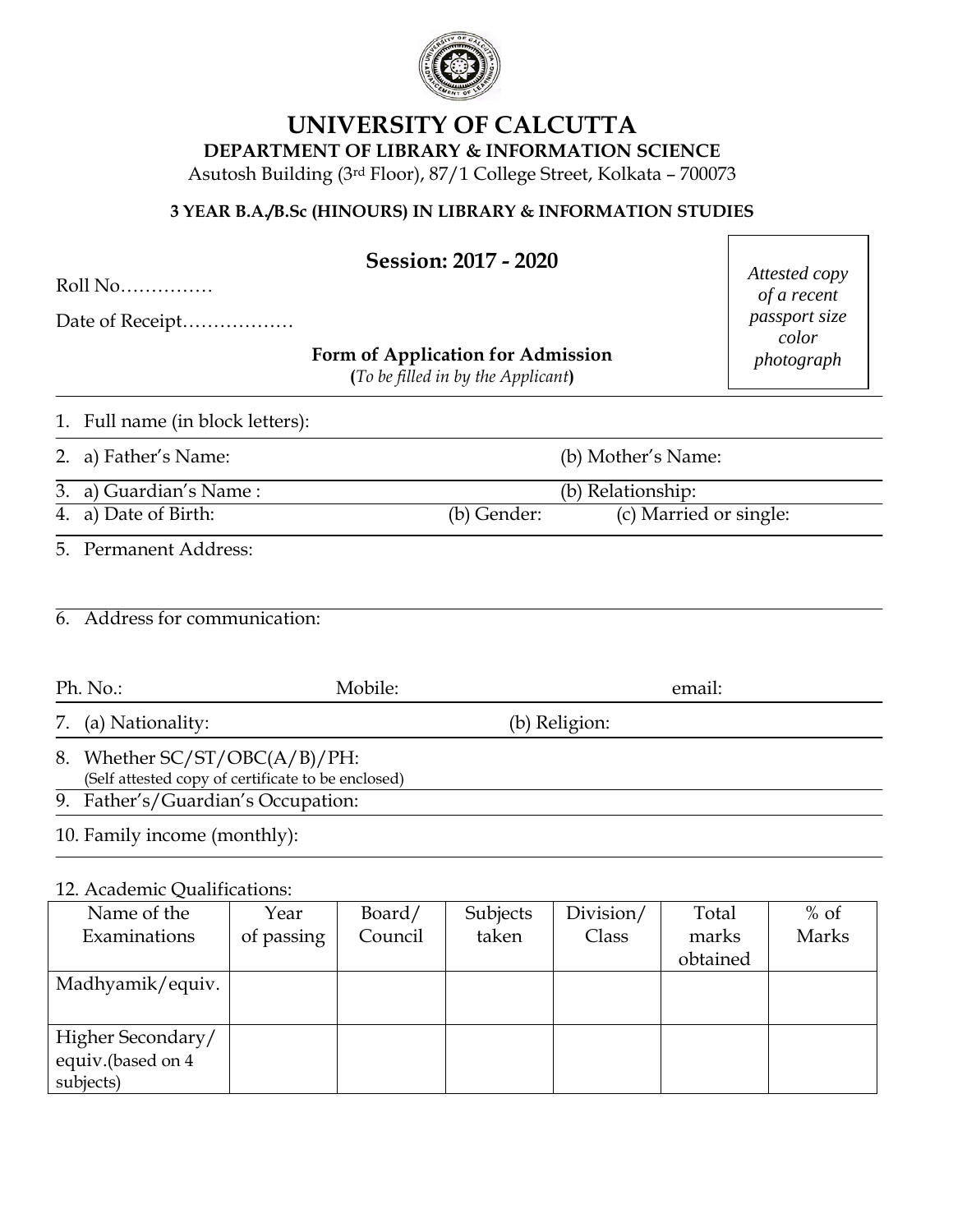# UNIVERSITY OF CALCUTTA

**DEPARTMENT OF LIBRARY & INFORMATION SCIENCE**

Asutosh Building (3rd Floor), 87/1 College Street, Kolkata – 700073

**3 YEAR B.A./B.Sc (HINOURS) IN LIBRARY & INFORMATION STUDIES**

## Session: 2017 - 2020

Roll No……………

Date of Receipt………………

*Attested copy of a recent passport size color photograph*

**Form of Application for Admission**
**(***To be filled in by the Applicant***)**

1. Full name (in block letters):
2. a) Father's Name: (b) Mother's Name:
3. a) Guardian's Name : (b) Relationship:
4. a) Date of Birth: (b) Gender: (c) Married or single:
5. Permanent Address:
6. Address for communication:

Ph. No.: Mobile: email:

7. (a) Nationality: (b) Religion:
8. Whether SC/ST/OBC(A/B)/PH:
   (Self attested copy of certificate to be enclosed)
9. Father's/Guardian's Occupation:
10. Family income (monthly):

12. Academic Qualifications:

| Name of the Examinations | Year of passing | Board/ Council | Subjects taken | Division/ Class | Total marks obtained | % of Marks |
|---|---|---|---|---|---|---|
| Madhyamik/equiv. | | | | | | |
| Higher Secondary/ equiv.(based on 4 subjects) | | | | | | |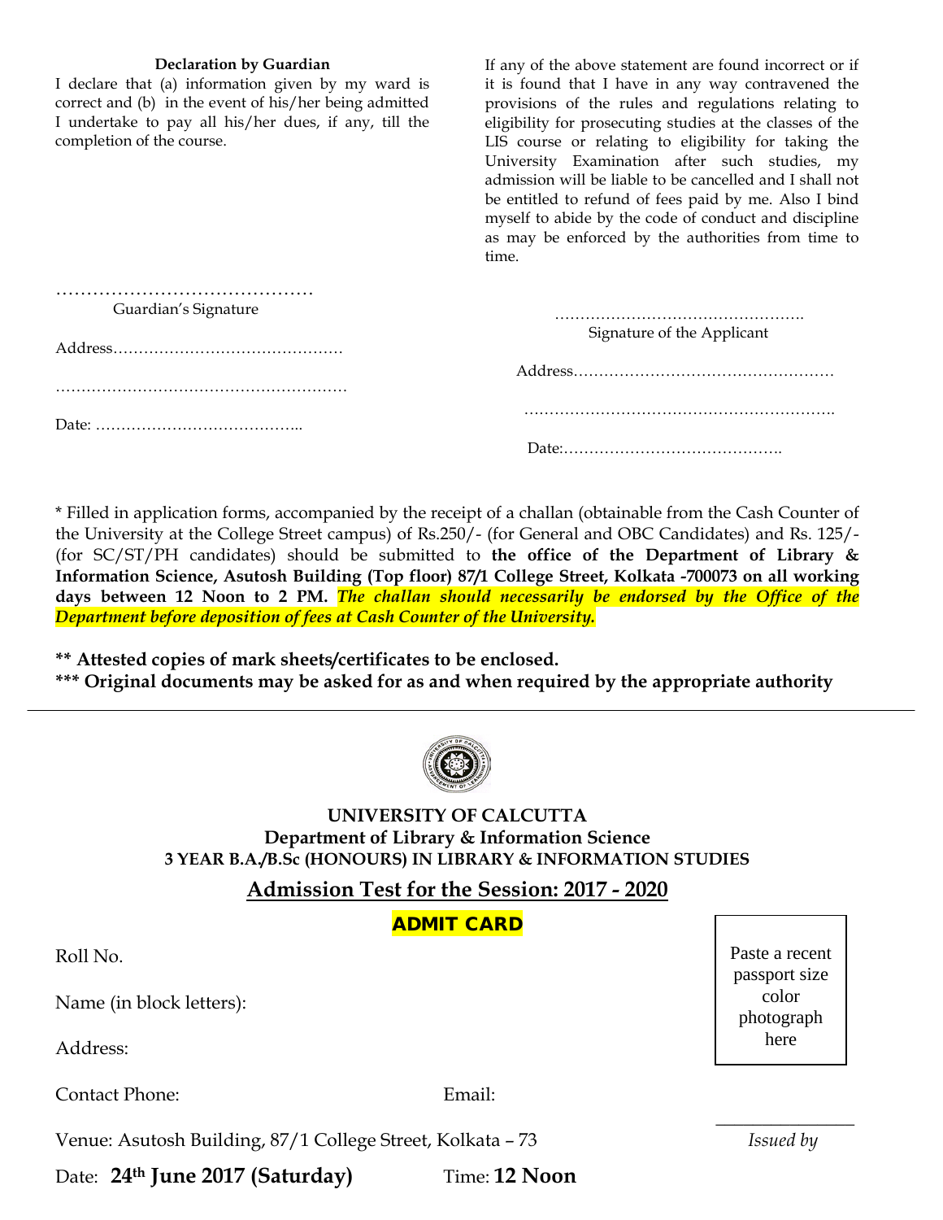**Declaration by Guardian**

I declare that (a) information given by my ward is correct and (b) in the event of his/her being admitted I undertake to pay all his/her dues, if any, till the completion of the course.

……………………………………
Guardian's Signature

Address………………………………………

…………………………………………………

Date: …………………………………..

If any of the above statement are found incorrect or if it is found that I have in any way contravened the provisions of the rules and regulations relating to eligibility for prosecuting studies at the classes of the LIS course or relating to eligibility for taking the University Examination after such studies, my admission will be liable to be cancelled and I shall not be entitled to refund of fees paid by me. Also I bind myself to abide by the code of conduct and discipline as may be enforced by the authorities from time to time.

………………………………………….
Signature of the Applicant

Address……………………………………………

…………………………………………………….

Date:…………………………………….

* Filled in application forms, accompanied by the receipt of a challan (obtainable from the Cash Counter of the University at the College Street campus) of Rs.250/- (for General and OBC Candidates) and Rs. 125/- (for SC/ST/PH candidates) should be submitted to **the office of the Department of Library & Information Science, Asutosh Building (Top floor) 87/1 College Street, Kolkata -700073 on all working days between 12 Noon to 2 PM.** ***The challan should necessarily be endorsed by the Office of the Department before deposition of fees at Cash Counter of the University.***

**** Attested copies of mark sheets/certificates to be enclosed.**

****** Original documents may be asked for as and when required by the appropriate authority**

---

**UNIVERSITY OF CALCUTTA**

**Department of Library & Information Science**

**3 YEAR B.A./B.Sc (HONOURS) IN LIBRARY & INFORMATION STUDIES**

## Admission Test for the Session: 2017 - 2020

**ADMIT CARD**

Paste a recent passport size color photograph here

Roll No.

Name (in block letters):

Address:

Contact Phone: Email:

Venue: Asutosh Building, 87/1 College Street, Kolkata – 73

*Issued by*

Date: **24th June 2017 (Saturday)** Time: **12 Noon**